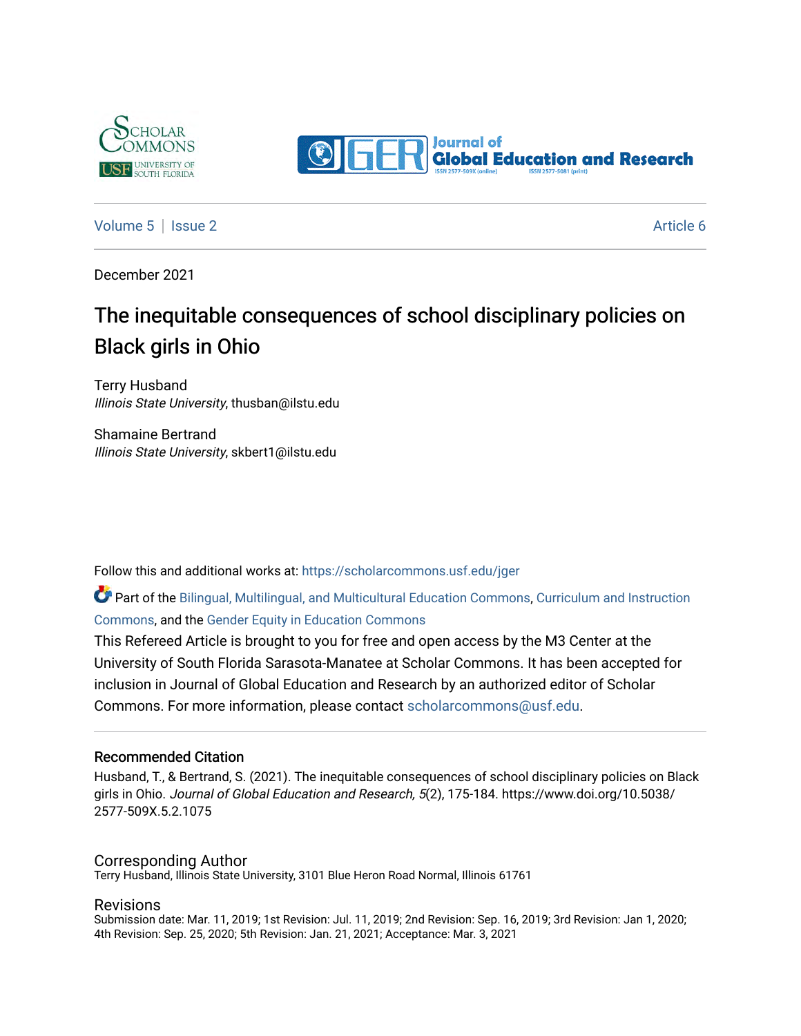Volume 5 | Issue 2 Article 6

December 2021

# The inequitable consequences of school disciplinary policies on Black girls in Ohio

Terry Husband
*Illinois State University*, thusban@ilstu.edu

Shamaine Bertrand
*Illinois State University*, skbert1@ilstu.edu

Follow this and additional works at: https://scholarcommons.usf.edu/jger

Part of the Bilingual, Multilingual, and Multicultural Education Commons, Curriculum and Instruction Commons, and the Gender Equity in Education Commons

This Refereed Article is brought to you for free and open access by the M3 Center at the University of South Florida Sarasota-Manatee at Scholar Commons. It has been accepted for inclusion in Journal of Global Education and Research by an authorized editor of Scholar Commons. For more information, please contact scholarcommons@usf.edu.

## Recommended Citation

Husband, T., & Bertrand, S. (2021). The inequitable consequences of school disciplinary policies on Black girls in Ohio. *Journal of Global Education and Research, 5*(2), 175-184. https://www.doi.org/10.5038/2577-509X.5.2.1075

## Corresponding Author

Terry Husband, Illinois State University, 3101 Blue Heron Road Normal, Illinois 61761

## Revisions

Submission date: Mar. 11, 2019; 1st Revision: Jul. 11, 2019; 2nd Revision: Sep. 16, 2019; 3rd Revision: Jan 1, 2020; 4th Revision: Sep. 25, 2020; 5th Revision: Jan. 21, 2021; Acceptance: Mar. 3, 2021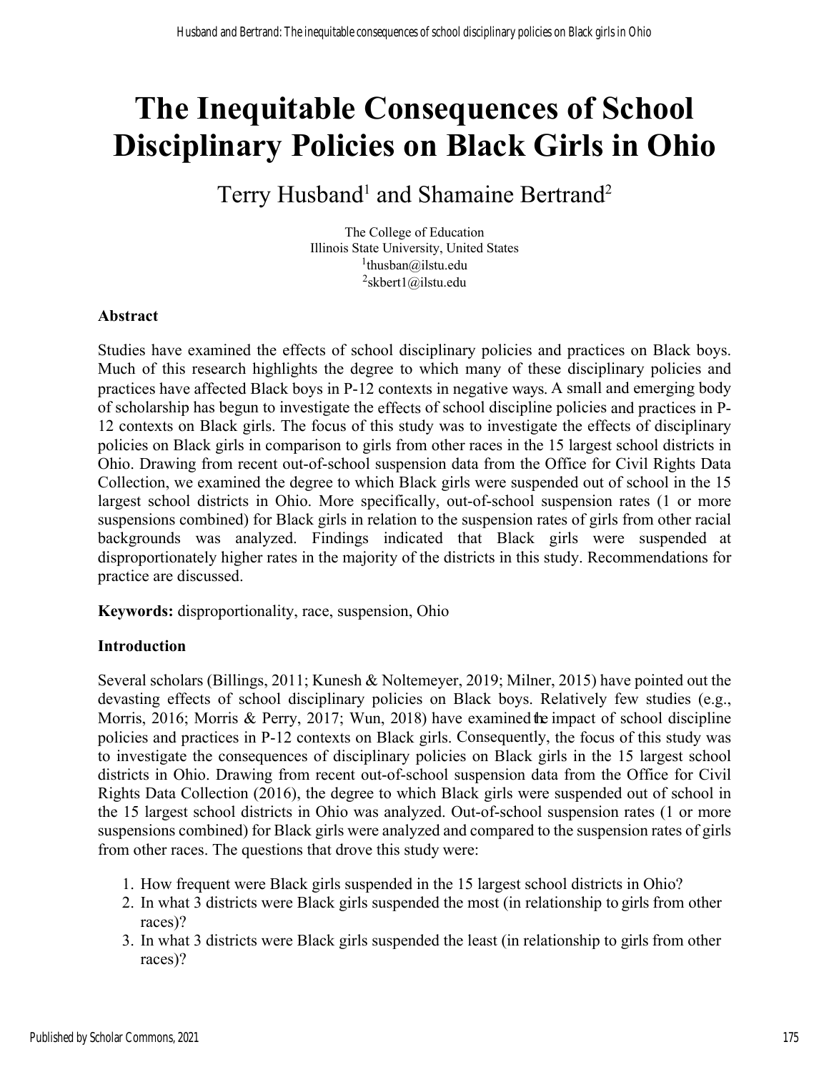# The Inequitable Consequences of School Disciplinary Policies on Black Girls in Ohio

Terry Husband[1] and Shamaine Bertrand[2]

The College of Education
Illinois State University, United States
[1]thusban@ilstu.edu
[2]skbert1@ilstu.edu

**Abstract**

Studies have examined the effects of school disciplinary policies and practices on Black boys. Much of this research highlights the degree to which many of these disciplinary policies and practices have affected Black boys in P-12 contexts in negative ways. A small and emerging body of scholarship has begun to investigate the effects of school discipline policies and practices in P-12 contexts on Black girls. The focus of this study was to investigate the effects of disciplinary policies on Black girls in comparison to girls from other races in the 15 largest school districts in Ohio. Drawing from recent out-of-school suspension data from the Office for Civil Rights Data Collection, we examined the degree to which Black girls were suspended out of school in the 15 largest school districts in Ohio. More specifically, out-of-school suspension rates (1 or more suspensions combined) for Black girls in relation to the suspension rates of girls from other racial backgrounds was analyzed. Findings indicated that Black girls were suspended at disproportionately higher rates in the majority of the districts in this study. Recommendations for practice are discussed.

**Keywords:** disproportionality, race, suspension, Ohio

**Introduction**

Several scholars (Billings, 2011; Kunesh & Noltemeyer, 2019; Milner, 2015) have pointed out the devasting effects of school disciplinary policies on Black boys. Relatively few studies (e.g., Morris, 2016; Morris & Perry, 2017; Wun, 2018) have examined the impact of school discipline policies and practices in P-12 contexts on Black girls. Consequently, the focus of this study was to investigate the consequences of disciplinary policies on Black girls in the 15 largest school districts in Ohio. Drawing from recent out-of-school suspension data from the Office for Civil Rights Data Collection (2016), the degree to which Black girls were suspended out of school in the 15 largest school districts in Ohio was analyzed. Out-of-school suspension rates (1 or more suspensions combined) for Black girls were analyzed and compared to the suspension rates of girls from other races. The questions that drove this study were:

1. How frequent were Black girls suspended in the 15 largest school districts in Ohio?
2. In what 3 districts were Black girls suspended the most (in relationship to girls from other races)?
3. In what 3 districts were Black girls suspended the least (in relationship to girls from other races)?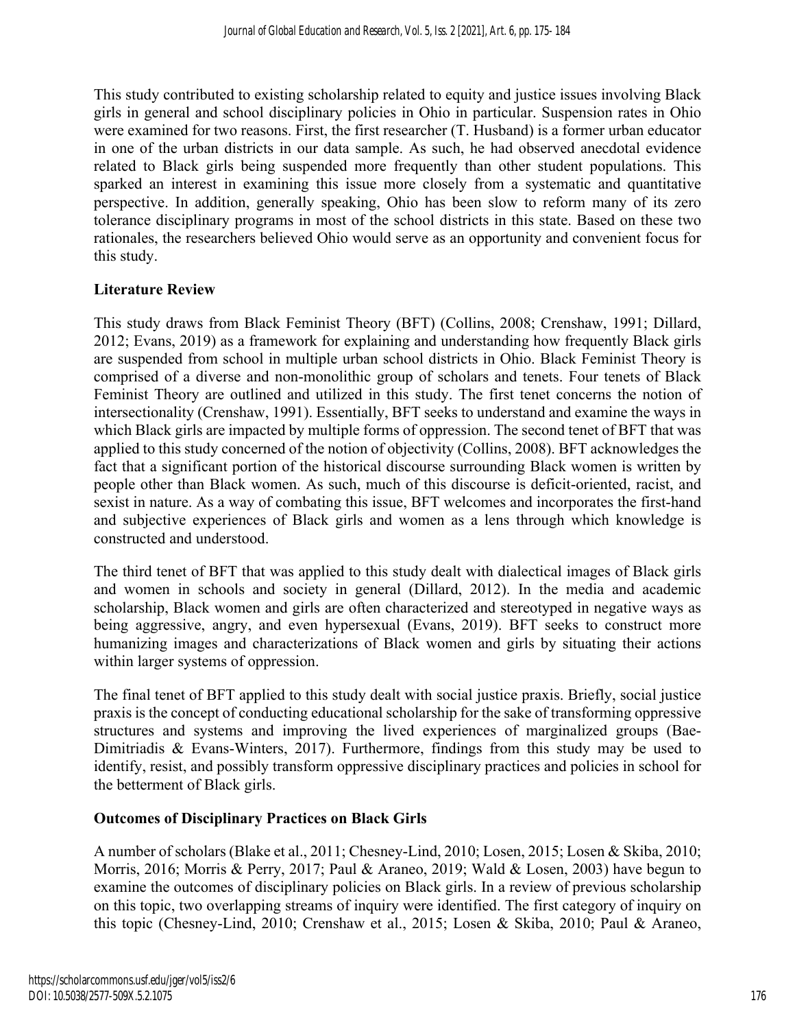This study contributed to existing scholarship related to equity and justice issues involving Black girls in general and school disciplinary policies in Ohio in particular. Suspension rates in Ohio were examined for two reasons. First, the first researcher (T. Husband) is a former urban educator in one of the urban districts in our data sample. As such, he had observed anecdotal evidence related to Black girls being suspended more frequently than other student populations. This sparked an interest in examining this issue more closely from a systematic and quantitative perspective. In addition, generally speaking, Ohio has been slow to reform many of its zero tolerance disciplinary programs in most of the school districts in this state. Based on these two rationales, the researchers believed Ohio would serve as an opportunity and convenient focus for this study.

## Literature Review

This study draws from Black Feminist Theory (BFT) (Collins, 2008; Crenshaw, 1991; Dillard, 2012; Evans, 2019) as a framework for explaining and understanding how frequently Black girls are suspended from school in multiple urban school districts in Ohio. Black Feminist Theory is comprised of a diverse and non-monolithic group of scholars and tenets. Four tenets of Black Feminist Theory are outlined and utilized in this study. The first tenet concerns the notion of intersectionality (Crenshaw, 1991). Essentially, BFT seeks to understand and examine the ways in which Black girls are impacted by multiple forms of oppression. The second tenet of BFT that was applied to this study concerned of the notion of objectivity (Collins, 2008). BFT acknowledges the fact that a significant portion of the historical discourse surrounding Black women is written by people other than Black women. As such, much of this discourse is deficit-oriented, racist, and sexist in nature. As a way of combating this issue, BFT welcomes and incorporates the first-hand and subjective experiences of Black girls and women as a lens through which knowledge is constructed and understood.

The third tenet of BFT that was applied to this study dealt with dialectical images of Black girls and women in schools and society in general (Dillard, 2012). In the media and academic scholarship, Black women and girls are often characterized and stereotyped in negative ways as being aggressive, angry, and even hypersexual (Evans, 2019). BFT seeks to construct more humanizing images and characterizations of Black women and girls by situating their actions within larger systems of oppression.

The final tenet of BFT applied to this study dealt with social justice praxis. Briefly, social justice praxis is the concept of conducting educational scholarship for the sake of transforming oppressive structures and systems and improving the lived experiences of marginalized groups (Bae-Dimitriadis & Evans-Winters, 2017). Furthermore, findings from this study may be used to identify, resist, and possibly transform oppressive disciplinary practices and policies in school for the betterment of Black girls.

### Outcomes of Disciplinary Practices on Black Girls

A number of scholars (Blake et al., 2011; Chesney-Lind, 2010; Losen, 2015; Losen & Skiba, 2010; Morris, 2016; Morris & Perry, 2017; Paul & Araneo, 2019; Wald & Losen, 2003) have begun to examine the outcomes of disciplinary policies on Black girls. In a review of previous scholarship on this topic, two overlapping streams of inquiry were identified. The first category of inquiry on this topic (Chesney-Lind, 2010; Crenshaw et al., 2015; Losen & Skiba, 2010; Paul & Araneo,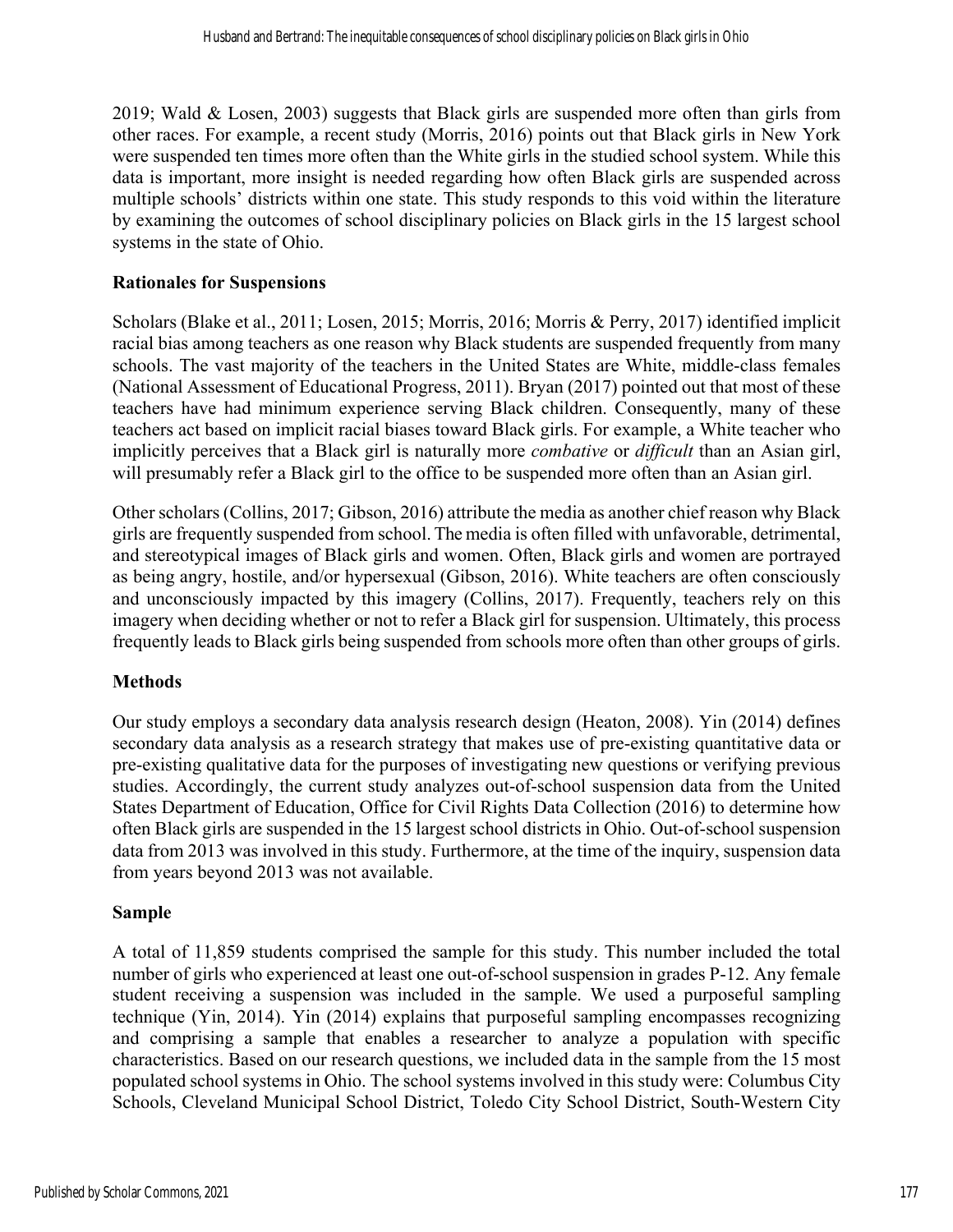2019; Wald & Losen, 2003) suggests that Black girls are suspended more often than girls from other races. For example, a recent study (Morris, 2016) points out that Black girls in New York were suspended ten times more often than the White girls in the studied school system. While this data is important, more insight is needed regarding how often Black girls are suspended across multiple schools' districts within one state. This study responds to this void within the literature by examining the outcomes of school disciplinary policies on Black girls in the 15 largest school systems in the state of Ohio.

### Rationales for Suspensions

Scholars (Blake et al., 2011; Losen, 2015; Morris, 2016; Morris & Perry, 2017) identified implicit racial bias among teachers as one reason why Black students are suspended frequently from many schools. The vast majority of the teachers in the United States are White, middle-class females (National Assessment of Educational Progress, 2011). Bryan (2017) pointed out that most of these teachers have had minimum experience serving Black children. Consequently, many of these teachers act based on implicit racial biases toward Black girls. For example, a White teacher who implicitly perceives that a Black girl is naturally more *combative* or *difficult* than an Asian girl, will presumably refer a Black girl to the office to be suspended more often than an Asian girl.

Other scholars (Collins, 2017; Gibson, 2016) attribute the media as another chief reason why Black girls are frequently suspended from school. The media is often filled with unfavorable, detrimental, and stereotypical images of Black girls and women. Often, Black girls and women are portrayed as being angry, hostile, and/or hypersexual (Gibson, 2016). White teachers are often consciously and unconsciously impacted by this imagery (Collins, 2017). Frequently, teachers rely on this imagery when deciding whether or not to refer a Black girl for suspension. Ultimately, this process frequently leads to Black girls being suspended from schools more often than other groups of girls.

### Methods

Our study employs a secondary data analysis research design (Heaton, 2008). Yin (2014) defines secondary data analysis as a research strategy that makes use of pre-existing quantitative data or pre-existing qualitative data for the purposes of investigating new questions or verifying previous studies. Accordingly, the current study analyzes out-of-school suspension data from the United States Department of Education, Office for Civil Rights Data Collection (2016) to determine how often Black girls are suspended in the 15 largest school districts in Ohio. Out-of-school suspension data from 2013 was involved in this study. Furthermore, at the time of the inquiry, suspension data from years beyond 2013 was not available.

### Sample

A total of 11,859 students comprised the sample for this study. This number included the total number of girls who experienced at least one out-of-school suspension in grades P-12. Any female student receiving a suspension was included in the sample. We used a purposeful sampling technique (Yin, 2014). Yin (2014) explains that purposeful sampling encompasses recognizing and comprising a sample that enables a researcher to analyze a population with specific characteristics. Based on our research questions, we included data in the sample from the 15 most populated school systems in Ohio. The school systems involved in this study were: Columbus City Schools, Cleveland Municipal School District, Toledo City School District, South-Western City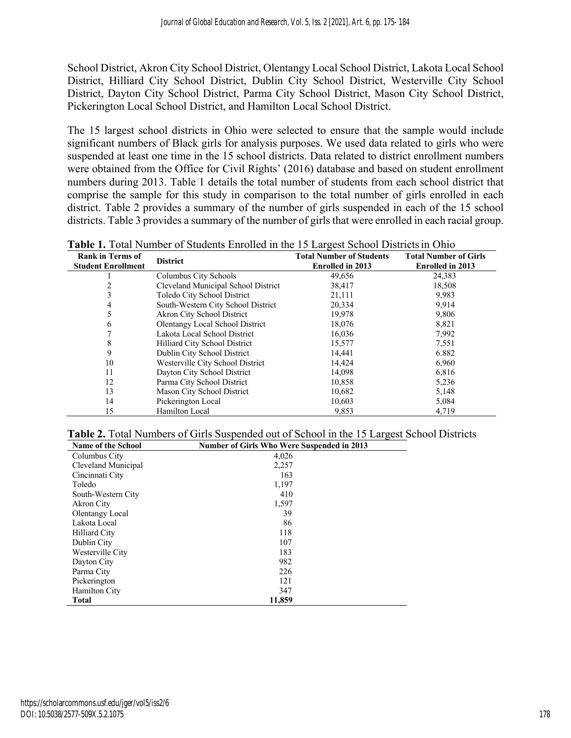School District, Akron City School District, Olentangy Local School District, Lakota Local School District, Hilliard City School District, Dublin City School District, Westerville City School District, Dayton City School District, Parma City School District, Mason City School District, Pickerington Local School District, and Hamilton Local School District.

The 15 largest school districts in Ohio were selected to ensure that the sample would include significant numbers of Black girls for analysis purposes. We used data related to girls who were suspended at least one time in the 15 school districts. Data related to district enrollment numbers were obtained from the Office for Civil Rights' (2016) database and based on student enrollment numbers during 2013. Table 1 details the total number of students from each school district that comprise the sample for this study in comparison to the total number of girls enrolled in each district. Table 2 provides a summary of the number of girls suspended in each of the 15 school districts. Table 3 provides a summary of the number of girls that were enrolled in each racial group.

**Table 1.** Total Number of Students Enrolled in the 15 Largest School Districts in Ohio

| Rank in Terms of Student Enrollment | District | Total Number of Students Enrolled in 2013 | Total Number of Girls Enrolled in 2013 |
|---|---|---|---|
| 1 | Columbus City Schools | 49,656 | 24,383 |
| 2 | Cleveland Municipal School District | 38,417 | 18,508 |
| 3 | Toledo City School District | 21,111 | 9,983 |
| 4 | South-Western City School District | 20,334 | 9,914 |
| 5 | Akron City School District | 19,978 | 9,806 |
| 6 | Olentangy Local School District | 18,076 | 8,821 |
| 7 | Lakota Local School District | 16,036 | 7,992 |
| 8 | Hilliard City School District | 15,577 | 7,551 |
| 9 | Dublin City School District | 14,441 | 6.882 |
| 10 | Westerville City School District | 14,424 | 6,960 |
| 11 | Dayton City School District | 14,098 | 6,816 |
| 12 | Parma City School District | 10,858 | 5,236 |
| 13 | Mason City School District | 10,682 | 5,148 |
| 14 | Pickerington Local | 10,603 | 5,084 |
| 15 | Hamilton Local | 9,853 | 4,719 |

**Table 2.** Total Numbers of Girls Suspended out of School in the 15 Largest School Districts

| Name of the School | Number of Girls Who Were Suspended in 2013 |
|---|---|
| Columbus City | 4,026 |
| Cleveland Municipal | 2,257 |
| Cincinnati City | 163 |
| Toledo | 1,197 |
| South-Western City | 410 |
| Akron City | 1,597 |
| Olentangy Local | 39 |
| Lakota Local | 86 |
| Hilliard City | 118 |
| Dublin City | 107 |
| Westerville City | 183 |
| Dayton City | 982 |
| Parma City | 226 |
| Pickerington | 121 |
| Hamilton City | 347 |
| **Total** | **11,859** |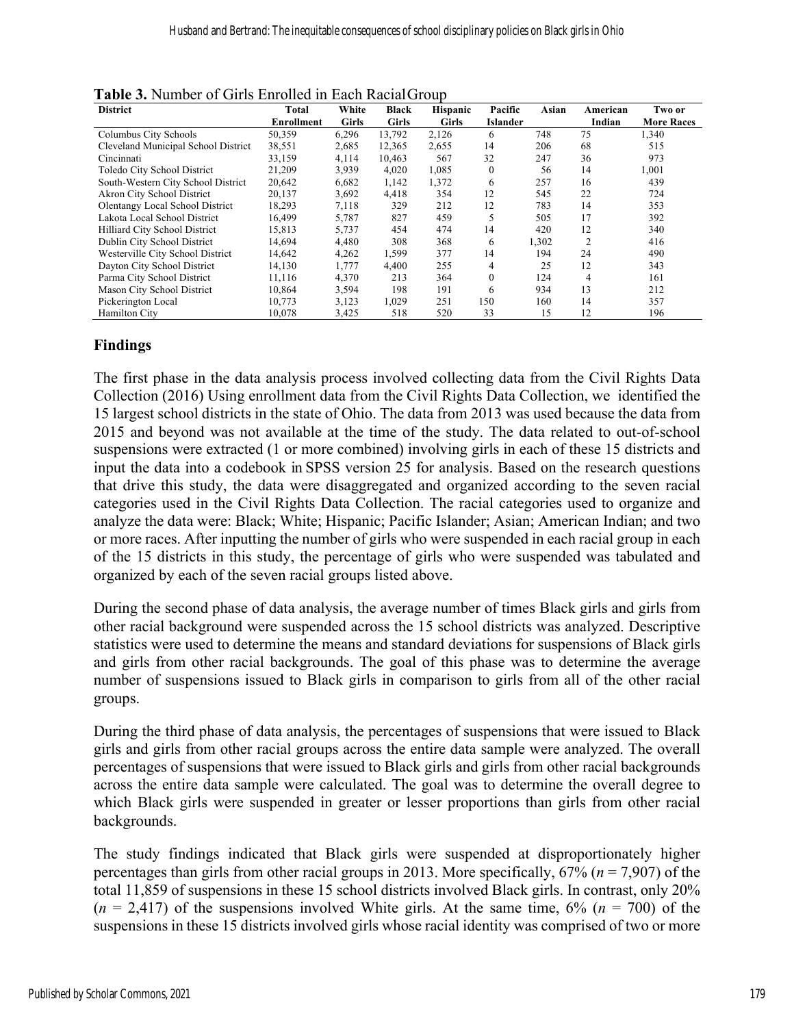**Table 3.** Number of Girls Enrolled in Each Racial Group

| District | Total Enrollment | White Girls | Black Girls | Hispanic Girls | Pacific Islander | Asian | American Indian | Two or More Races |
|---|---|---|---|---|---|---|---|---|
| Columbus City Schools | 50,359 | 6,296 | 13,792 | 2,126 | 6 | 748 | 75 | 1,340 |
| Cleveland Municipal School District | 38,551 | 2,685 | 12,365 | 2,655 | 14 | 206 | 68 | 515 |
| Cincinnati | 33,159 | 4,114 | 10,463 | 567 | 32 | 247 | 36 | 973 |
| Toledo City School District | 21,209 | 3,939 | 4,020 | 1,085 | 0 | 56 | 14 | 1,001 |
| South-Western City School District | 20,642 | 6,682 | 1,142 | 1,372 | 6 | 257 | 16 | 439 |
| Akron City School District | 20,137 | 3,692 | 4,418 | 354 | 12 | 545 | 22 | 724 |
| Olentangy Local School District | 18,293 | 7,118 | 329 | 212 | 12 | 783 | 14 | 353 |
| Lakota Local School District | 16,499 | 5,787 | 827 | 459 | 5 | 505 | 17 | 392 |
| Hilliard City School District | 15,813 | 5,737 | 454 | 474 | 14 | 420 | 12 | 340 |
| Dublin City School District | 14,694 | 4,480 | 308 | 368 | 6 | 1,302 | 2 | 416 |
| Westerville City School District | 14,642 | 4,262 | 1,599 | 377 | 14 | 194 | 24 | 490 |
| Dayton City School District | 14,130 | 1,777 | 4,400 | 255 | 4 | 25 | 12 | 343 |
| Parma City School District | 11,116 | 4,370 | 213 | 364 | 0 | 124 | 4 | 161 |
| Mason City School District | 10,864 | 3,594 | 198 | 191 | 6 | 934 | 13 | 212 |
| Pickerington Local | 10,773 | 3,123 | 1,029 | 251 | 150 | 160 | 14 | 357 |
| Hamilton City | 10,078 | 3,425 | 518 | 520 | 33 | 15 | 12 | 196 |

## Findings

The first phase in the data analysis process involved collecting data from the Civil Rights Data Collection (2016) Using enrollment data from the Civil Rights Data Collection, we identified the 15 largest school districts in the state of Ohio. The data from 2013 was used because the data from 2015 and beyond was not available at the time of the study. The data related to out-of-school suspensions were extracted (1 or more combined) involving girls in each of these 15 districts and input the data into a codebook in SPSS version 25 for analysis. Based on the research questions that drive this study, the data were disaggregated and organized according to the seven racial categories used in the Civil Rights Data Collection. The racial categories used to organize and analyze the data were: Black; White; Hispanic; Pacific Islander; Asian; American Indian; and two or more races. After inputting the number of girls who were suspended in each racial group in each of the 15 districts in this study, the percentage of girls who were suspended was tabulated and organized by each of the seven racial groups listed above.

During the second phase of data analysis, the average number of times Black girls and girls from other racial background were suspended across the 15 school districts was analyzed. Descriptive statistics were used to determine the means and standard deviations for suspensions of Black girls and girls from other racial backgrounds. The goal of this phase was to determine the average number of suspensions issued to Black girls in comparison to girls from all of the other racial groups.

During the third phase of data analysis, the percentages of suspensions that were issued to Black girls and girls from other racial groups across the entire data sample were analyzed. The overall percentages of suspensions that were issued to Black girls and girls from other racial backgrounds across the entire data sample were calculated. The goal was to determine the overall degree to which Black girls were suspended in greater or lesser proportions than girls from other racial backgrounds.

The study findings indicated that Black girls were suspended at disproportionately higher percentages than girls from other racial groups in 2013. More specifically, 67% ($n$ = 7,907) of the total 11,859 of suspensions in these 15 school districts involved Black girls. In contrast, only 20% ($n$ = 2,417) of the suspensions involved White girls. At the same time, 6% ($n$ = 700) of the suspensions in these 15 districts involved girls whose racial identity was comprised of two or more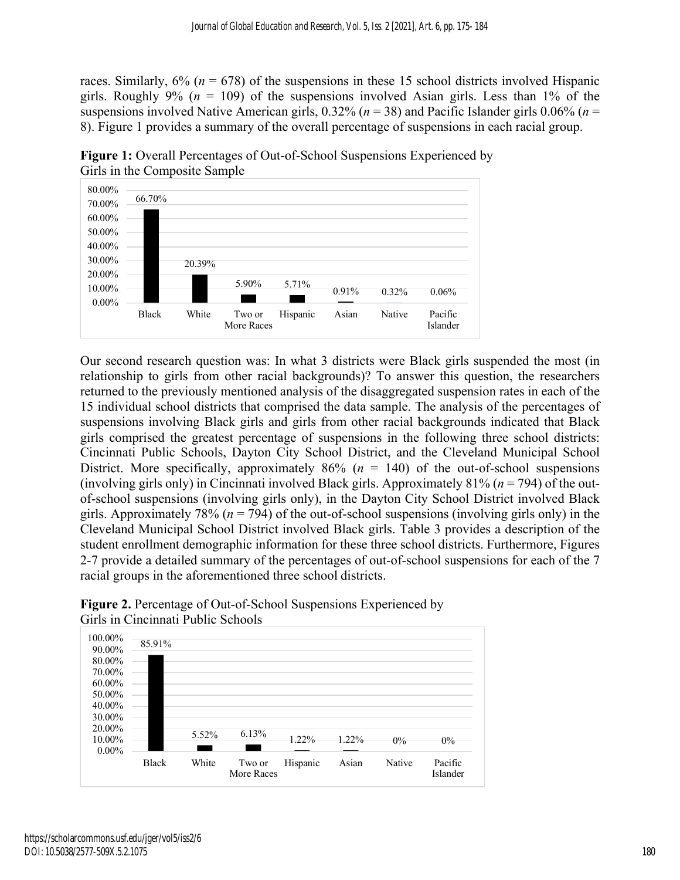races. Similarly, 6% ($n$ = 678) of the suspensions in these 15 school districts involved Hispanic girls. Roughly 9% ($n$ = 109) of the suspensions involved Asian girls. Less than 1% of the suspensions involved Native American girls, 0.32% ($n$ = 38) and Pacific Islander girls 0.06% ($n$ = 8). Figure 1 provides a summary of the overall percentage of suspensions in each racial group.

**Figure 1:** Overall Percentages of Out-of-School Suspensions Experienced by Girls in the Composite Sample

| Black | White | Two or More Races | Hispanic | Asian | Native | Pacific Islander |
|---|---|---|---|---|---|---|
| 66.70% | 20.39% | 5.90% | 5.71% | 0.91% | 0.32% | 0.06% |

Our second research question was: In what 3 districts were Black girls suspended the most (in relationship to girls from other racial backgrounds)? To answer this question, the researchers returned to the previously mentioned analysis of the disaggregated suspension rates in each of the 15 individual school districts that comprised the data sample. The analysis of the percentages of suspensions involving Black girls and girls from other racial backgrounds indicated that Black girls comprised the greatest percentage of suspensions in the following three school districts: Cincinnati Public Schools, Dayton City School District, and the Cleveland Municipal School District. More specifically, approximately 86% ($n$ = 140) of the out-of-school suspensions (involving girls only) in Cincinnati involved Black girls. Approximately 81% ($n$ = 794) of the out-of-school suspensions (involving girls only), in the Dayton City School District involved Black girls. Approximately 78% ($n$ = 794) of the out-of-school suspensions (involving girls only) in the Cleveland Municipal School District involved Black girls. Table 3 provides a description of the student enrollment demographic information for these three school districts. Furthermore, Figures 2-7 provide a detailed summary of the percentages of out-of-school suspensions for each of the 7 racial groups in the aforementioned three school districts.

**Figure 2.** Percentage of Out-of-School Suspensions Experienced by Girls in Cincinnati Public Schools

| Black | White | Two or More Races | Hispanic | Asian | Native | Pacific Islander |
|---|---|---|---|---|---|---|
| 85.91% | 5.52% | 6.13% | 1.22% | 1.22% | 0% | 0% |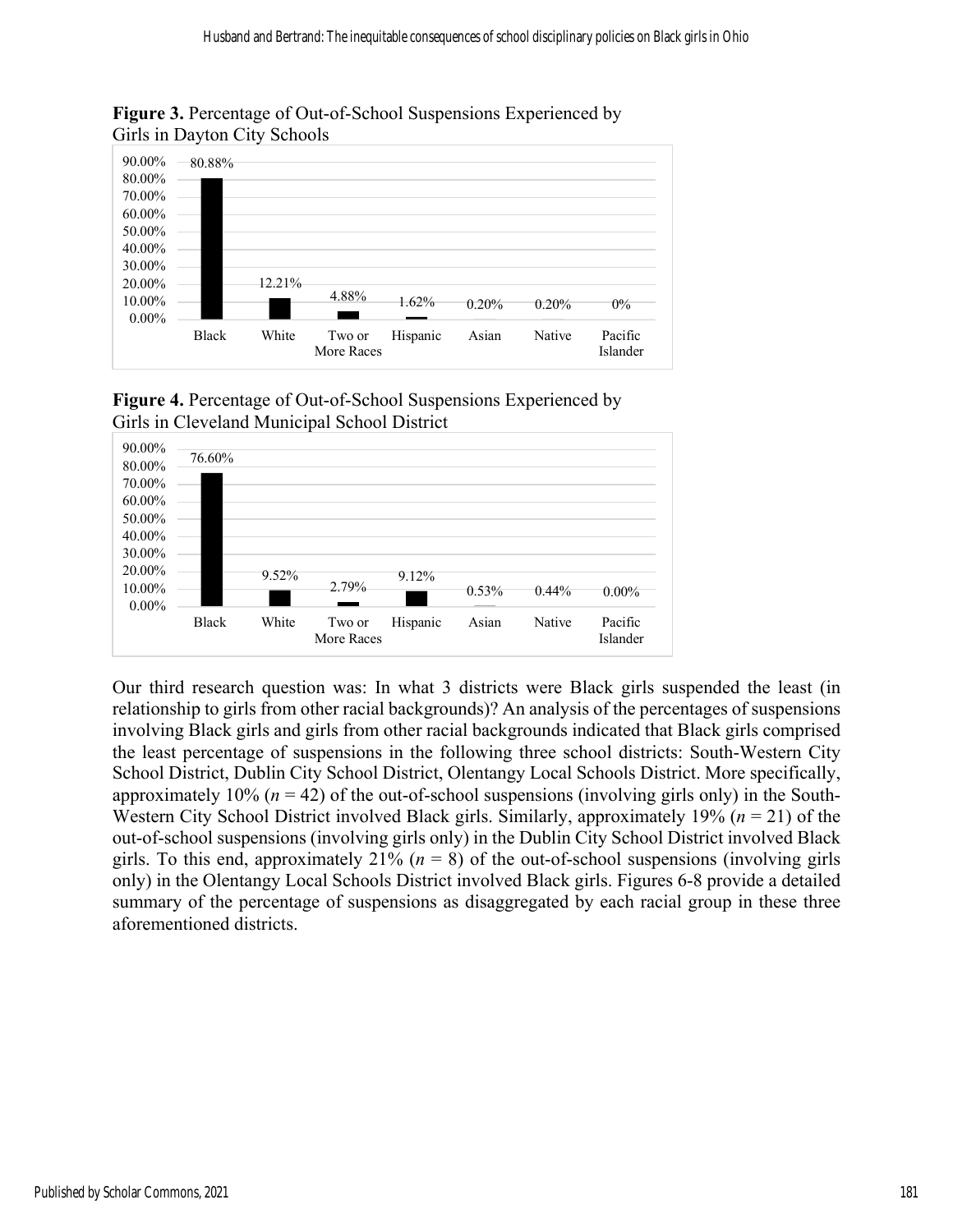**Figure 3.** Percentage of Out-of-School Suspensions Experienced by Girls in Dayton City Schools

| Black | White | Two or More Races | Hispanic | Asian | Native | Pacific Islander |
|---|---|---|---|---|---|---|
| 80.88% | 12.21% | 4.88% | 1.62% | 0.20% | 0.20% | 0% |

**Figure 4.** Percentage of Out-of-School Suspensions Experienced by Girls in Cleveland Municipal School District

| Black | White | Two or More Races | Hispanic | Asian | Native | Pacific Islander |
|---|---|---|---|---|---|---|
| 76.60% | 9.52% | 2.79% | 9.12% | 0.53% | 0.44% | 0.00% |

Our third research question was: In what 3 districts were Black girls suspended the least (in relationship to girls from other racial backgrounds)? An analysis of the percentages of suspensions involving Black girls and girls from other racial backgrounds indicated that Black girls comprised the least percentage of suspensions in the following three school districts: South-Western City School District, Dublin City School District, Olentangy Local Schools District. More specifically, approximately 10% ($n$ = 42) of the out-of-school suspensions (involving girls only) in the South-Western City School District involved Black girls. Similarly, approximately 19% ($n$ = 21) of the out-of-school suspensions (involving girls only) in the Dublin City School District involved Black girls. To this end, approximately 21% ($n$ = 8) of the out-of-school suspensions (involving girls only) in the Olentangy Local Schools District involved Black girls. Figures 6-8 provide a detailed summary of the percentage of suspensions as disaggregated by each racial group in these three aforementioned districts.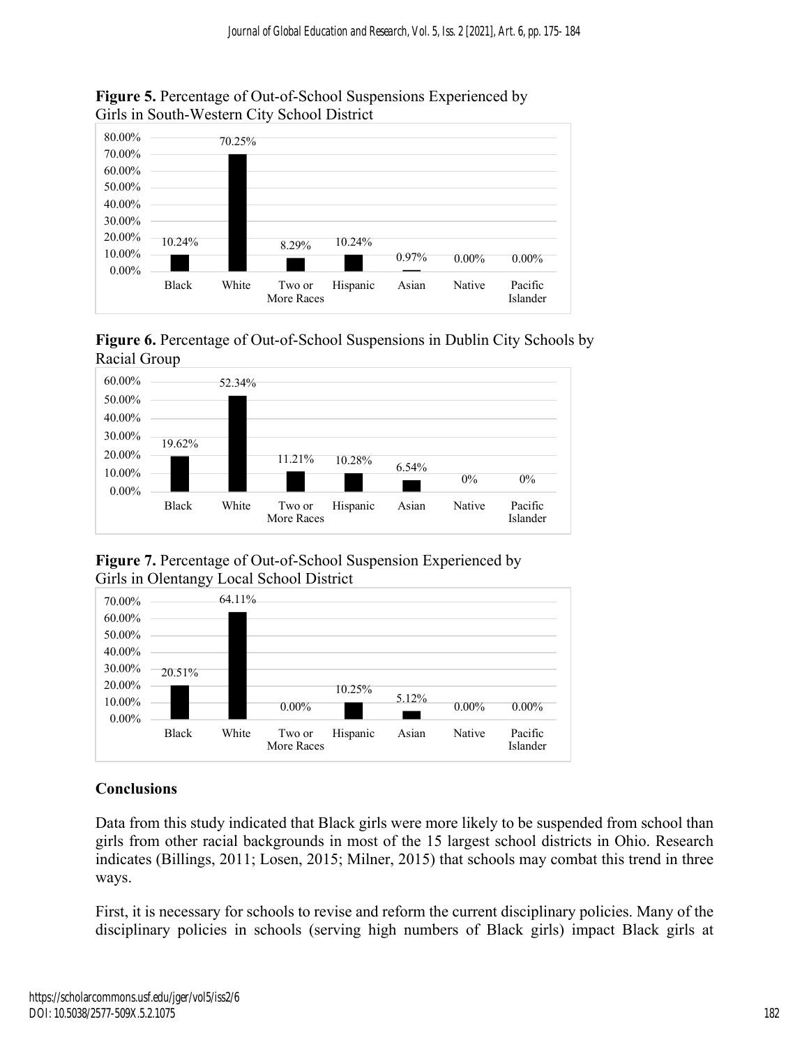**Figure 5.** Percentage of Out-of-School Suspensions Experienced by Girls in South-Western City School District

| Black | White | Two or More Races | Hispanic | Asian | Native | Pacific Islander |
|---|---|---|---|---|---|---|
| 10.24% | 70.25% | 8.29% | 10.24% | 0.97% | 0.00% | 0.00% |

**Figure 6.** Percentage of Out-of-School Suspensions in Dublin City Schools by Racial Group

| Black | White | Two or More Races | Hispanic | Asian | Native | Pacific Islander |
|---|---|---|---|---|---|---|
| 19.62% | 52.34% | 11.21% | 10.28% | 6.54% | 0% | 0% |

**Figure 7.** Percentage of Out-of-School Suspension Experienced by Girls in Olentangy Local School District

| Black | White | Two or More Races | Hispanic | Asian | Native | Pacific Islander |
|---|---|---|---|---|---|---|
| 20.51% | 64.11% | 0.00% | 10.25% | 5.12% | 0.00% | 0.00% |

## Conclusions

Data from this study indicated that Black girls were more likely to be suspended from school than girls from other racial backgrounds in most of the 15 largest school districts in Ohio. Research indicates (Billings, 2011; Losen, 2015; Milner, 2015) that schools may combat this trend in three ways.

First, it is necessary for schools to revise and reform the current disciplinary policies. Many of the disciplinary policies in schools (serving high numbers of Black girls) impact Black girls at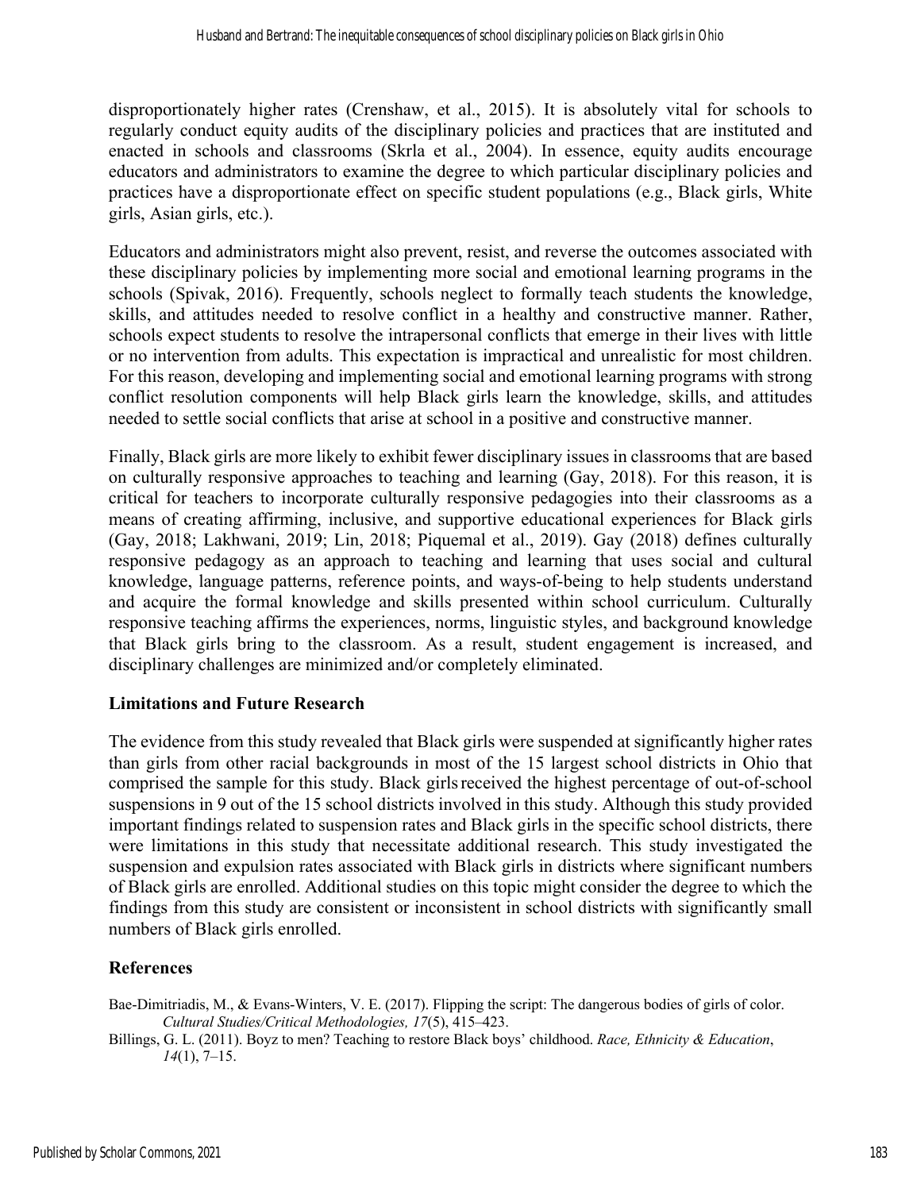disproportionately higher rates (Crenshaw, et al., 2015). It is absolutely vital for schools to regularly conduct equity audits of the disciplinary policies and practices that are instituted and enacted in schools and classrooms (Skrla et al., 2004). In essence, equity audits encourage educators and administrators to examine the degree to which particular disciplinary policies and practices have a disproportionate effect on specific student populations (e.g., Black girls, White girls, Asian girls, etc.).

Educators and administrators might also prevent, resist, and reverse the outcomes associated with these disciplinary policies by implementing more social and emotional learning programs in the schools (Spivak, 2016). Frequently, schools neglect to formally teach students the knowledge, skills, and attitudes needed to resolve conflict in a healthy and constructive manner. Rather, schools expect students to resolve the intrapersonal conflicts that emerge in their lives with little or no intervention from adults. This expectation is impractical and unrealistic for most children. For this reason, developing and implementing social and emotional learning programs with strong conflict resolution components will help Black girls learn the knowledge, skills, and attitudes needed to settle social conflicts that arise at school in a positive and constructive manner.

Finally, Black girls are more likely to exhibit fewer disciplinary issues in classrooms that are based on culturally responsive approaches to teaching and learning (Gay, 2018). For this reason, it is critical for teachers to incorporate culturally responsive pedagogies into their classrooms as a means of creating affirming, inclusive, and supportive educational experiences for Black girls (Gay, 2018; Lakhwani, 2019; Lin, 2018; Piquemal et al., 2019). Gay (2018) defines culturally responsive pedagogy as an approach to teaching and learning that uses social and cultural knowledge, language patterns, reference points, and ways-of-being to help students understand and acquire the formal knowledge and skills presented within school curriculum. Culturally responsive teaching affirms the experiences, norms, linguistic styles, and background knowledge that Black girls bring to the classroom. As a result, student engagement is increased, and disciplinary challenges are minimized and/or completely eliminated.

## Limitations and Future Research

The evidence from this study revealed that Black girls were suspended at significantly higher rates than girls from other racial backgrounds in most of the 15 largest school districts in Ohio that comprised the sample for this study. Black girls received the highest percentage of out-of-school suspensions in 9 out of the 15 school districts involved in this study. Although this study provided important findings related to suspension rates and Black girls in the specific school districts, there were limitations in this study that necessitate additional research. This study investigated the suspension and expulsion rates associated with Black girls in districts where significant numbers of Black girls are enrolled. Additional studies on this topic might consider the degree to which the findings from this study are consistent or inconsistent in school districts with significantly small numbers of Black girls enrolled.

## References

Bae-Dimitriadis, M., & Evans-Winters, V. E. (2017). Flipping the script: The dangerous bodies of girls of color. *Cultural Studies/Critical Methodologies, 17*(5), 415–423.

Billings, G. L. (2011). Boyz to men? Teaching to restore Black boys' childhood. *Race, Ethnicity & Education*, *14*(1), 7–15.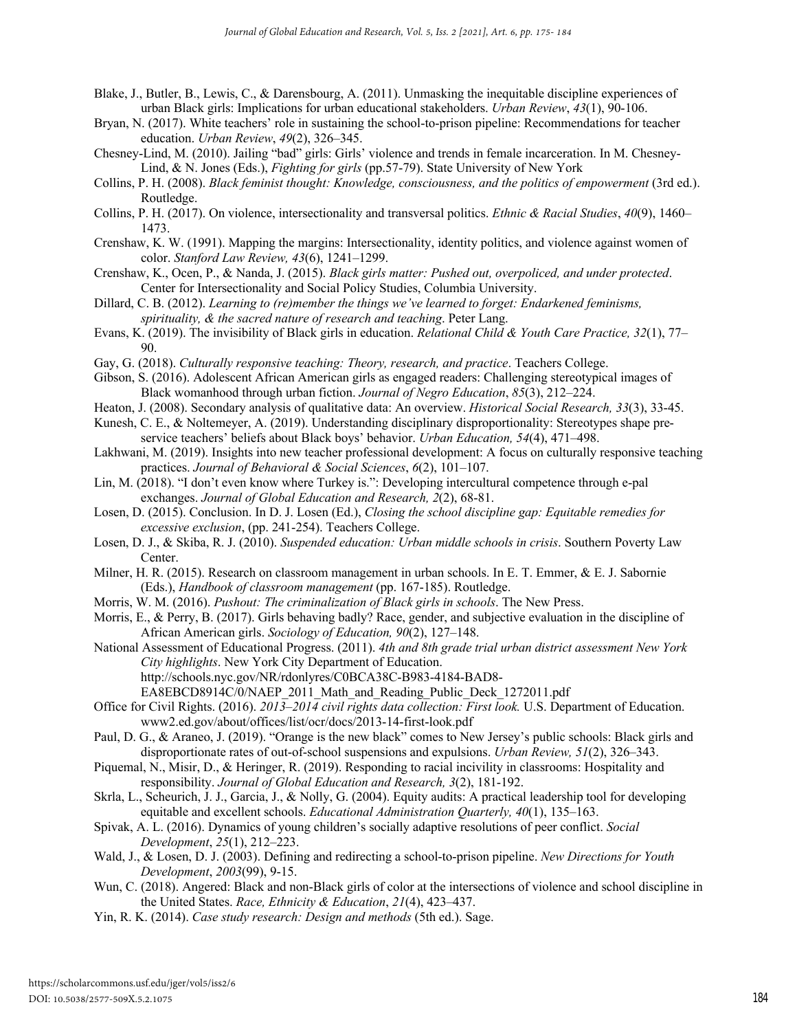Blake, J., Butler, B., Lewis, C., & Darensbourg, A. (2011). Unmasking the inequitable discipline experiences of urban Black girls: Implications for urban educational stakeholders. *Urban Review*, *43*(1), 90-106.

Bryan, N. (2017). White teachers' role in sustaining the school-to-prison pipeline: Recommendations for teacher education. *Urban Review*, *49*(2), 326–345.

Chesney-Lind, M. (2010). Jailing "bad" girls: Girls' violence and trends in female incarceration. In M. Chesney-Lind, & N. Jones (Eds.), *Fighting for girls* (pp.57-79). State University of New York

Collins, P. H. (2008). *Black feminist thought: Knowledge, consciousness, and the politics of empowerment* (3rd ed.). Routledge.

Collins, P. H. (2017). On violence, intersectionality and transversal politics. *Ethnic & Racial Studies*, *40*(9), 1460–1473.

Crenshaw, K. W. (1991). Mapping the margins: Intersectionality, identity politics, and violence against women of color. *Stanford Law Review, 43*(6), 1241–1299.

Crenshaw, K., Ocen, P., & Nanda, J. (2015). *Black girls matter: Pushed out, overpoliced, and under protected*. Center for Intersectionality and Social Policy Studies, Columbia University.

Dillard, C. B. (2012). *Learning to (re)member the things we've learned to forget: Endarkened feminisms, spirituality, & the sacred nature of research and teaching*. Peter Lang.

Evans, K. (2019). The invisibility of Black girls in education. *Relational Child & Youth Care Practice, 32*(1), 77–90.

Gay, G. (2018). *Culturally responsive teaching: Theory, research, and practice*. Teachers College.

Gibson, S. (2016). Adolescent African American girls as engaged readers: Challenging stereotypical images of Black womanhood through urban fiction. *Journal of Negro Education*, *85*(3), 212–224.

Heaton, J. (2008). Secondary analysis of qualitative data: An overview. *Historical Social Research, 33*(3), 33-45.

Kunesh, C. E., & Noltemeyer, A. (2019). Understanding disciplinary disproportionality: Stereotypes shape pre-service teachers' beliefs about Black boys' behavior. *Urban Education, 54*(4), 471–498.

Lakhwani, M. (2019). Insights into new teacher professional development: A focus on culturally responsive teaching practices. *Journal of Behavioral & Social Sciences*, *6*(2), 101–107.

Lin, M. (2018). "I don't even know where Turkey is.": Developing intercultural competence through e-pal exchanges. *Journal of Global Education and Research, 2*(2), 68-81.

Losen, D. (2015). Conclusion. In D. J. Losen (Ed.), *Closing the school discipline gap: Equitable remedies for excessive exclusion*, (pp. 241-254). Teachers College.

Losen, D. J., & Skiba, R. J. (2010). *Suspended education: Urban middle schools in crisis*. Southern Poverty Law Center.

Milner, H. R. (2015). Research on classroom management in urban schools. In E. T. Emmer, & E. J. Sabornie (Eds.), *Handbook of classroom management* (pp. 167-185). Routledge.

Morris, W. M. (2016). *Pushout: The criminalization of Black girls in schools*. The New Press.

Morris, E., & Perry, B. (2017). Girls behaving badly? Race, gender, and subjective evaluation in the discipline of African American girls. *Sociology of Education, 90*(2), 127–148.

National Assessment of Educational Progress. (2011). *4th and 8th grade trial urban district assessment New York City highlights*. New York City Department of Education. http://schools.nyc.gov/NR/rdonlyres/C0BCA38C-B983-4184-BAD8-EA8EBCD8914C/0/NAEP_2011_Math_and_Reading_Public_Deck_1272011.pdf

Office for Civil Rights. (2016). *2013–2014 civil rights data collection: First look.* U.S. Department of Education. www2.ed.gov/about/offices/list/ocr/docs/2013-14-first-look.pdf

Paul, D. G., & Araneo, J. (2019). "Orange is the new black" comes to New Jersey's public schools: Black girls and disproportionate rates of out-of-school suspensions and expulsions. *Urban Review, 51*(2), 326–343.

Piquemal, N., Misir, D., & Heringer, R. (2019). Responding to racial incivility in classrooms: Hospitality and responsibility. *Journal of Global Education and Research, 3*(2), 181-192.

Skrla, L., Scheurich, J. J., Garcia, J., & Nolly, G. (2004). Equity audits: A practical leadership tool for developing equitable and excellent schools. *Educational Administration Quarterly, 40*(1), 135–163.

Spivak, A. L. (2016). Dynamics of young children's socially adaptive resolutions of peer conflict. *Social Development*, *25*(1), 212–223.

Wald, J., & Losen, D. J. (2003). Defining and redirecting a school-to-prison pipeline. *New Directions for Youth Development*, *2003*(99), 9-15.

Wun, C. (2018). Angered: Black and non-Black girls of color at the intersections of violence and school discipline in the United States. *Race, Ethnicity & Education*, *21*(4), 423–437.

Yin, R. K. (2014). *Case study research: Design and methods* (5th ed.). Sage.